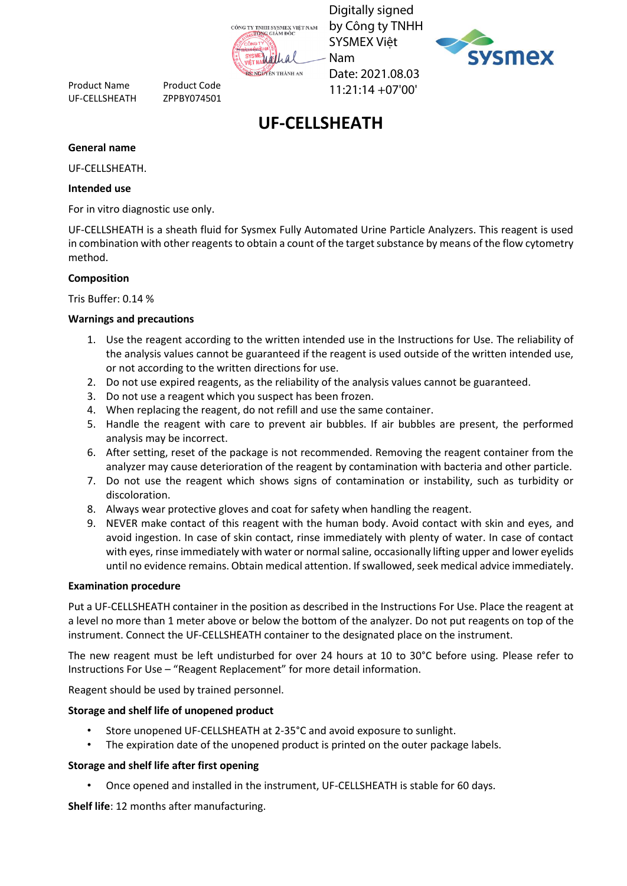CÔNG TY TNHH SYSMEX VIỆT NAM
TỔNG GIÁM ĐỐC
BS. NGUYỄN THÀNH AN

Digitally signed by Công ty TNHH SYSMEX Việt Nam
Date: 2021.08.03 11:21:14 +07'00'

| Product Name | Product Code |
| --- | --- |
| UF-CELLSHEATH | ZPPBY074501 |

# UF-CELLSHEATH

**General name**

UF-CELLSHEATH.

**Intended use**

For in vitro diagnostic use only.

UF-CELLSHEATH is a sheath fluid for Sysmex Fully Automated Urine Particle Analyzers. This reagent is used in combination with other reagents to obtain a count of the target substance by means of the flow cytometry method.

**Composition**

Tris Buffer: 0.14 %

**Warnings and precautions**

1. Use the reagent according to the written intended use in the Instructions for Use. The reliability of the analysis values cannot be guaranteed if the reagent is used outside of the written intended use, or not according to the written directions for use.
2. Do not use expired reagents, as the reliability of the analysis values cannot be guaranteed.
3. Do not use a reagent which you suspect has been frozen.
4. When replacing the reagent, do not refill and use the same container.
5. Handle the reagent with care to prevent air bubbles. If air bubbles are present, the performed analysis may be incorrect.
6. After setting, reset of the package is not recommended. Removing the reagent container from the analyzer may cause deterioration of the reagent by contamination with bacteria and other particle.
7. Do not use the reagent which shows signs of contamination or instability, such as turbidity or discoloration.
8. Always wear protective gloves and coat for safety when handling the reagent.
9. NEVER make contact of this reagent with the human body. Avoid contact with skin and eyes, and avoid ingestion. In case of skin contact, rinse immediately with plenty of water. In case of contact with eyes, rinse immediately with water or normal saline, occasionally lifting upper and lower eyelids until no evidence remains. Obtain medical attention. If swallowed, seek medical advice immediately.

**Examination procedure**

Put a UF-CELLSHEATH container in the position as described in the Instructions For Use. Place the reagent at a level no more than 1 meter above or below the bottom of the analyzer. Do not put reagents on top of the instrument. Connect the UF-CELLSHEATH container to the designated place on the instrument.

The new reagent must be left undisturbed for over 24 hours at 10 to 30°C before using. Please refer to Instructions For Use – "Reagent Replacement" for more detail information.

Reagent should be used by trained personnel.

**Storage and shelf life of unopened product**

- Store unopened UF-CELLSHEATH at 2-35°C and avoid exposure to sunlight.
- The expiration date of the unopened product is printed on the outer package labels.

**Storage and shelf life after first opening**

- Once opened and installed in the instrument, UF-CELLSHEATH is stable for 60 days.

**Shelf life**: 12 months after manufacturing.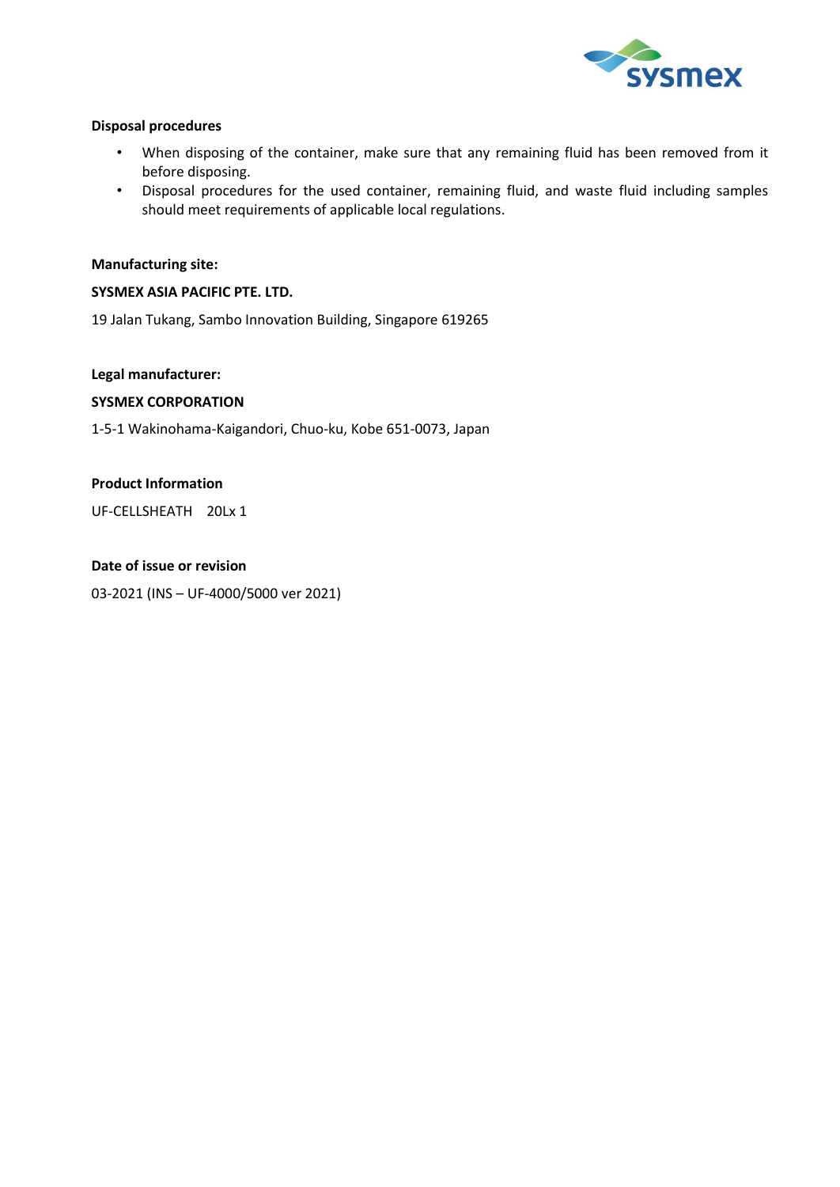**Disposal procedures**

- When disposing of the container, make sure that any remaining fluid has been removed from it before disposing.
- Disposal procedures for the used container, remaining fluid, and waste fluid including samples should meet requirements of applicable local regulations.

**Manufacturing site:**

**SYSMEX ASIA PACIFIC PTE. LTD.**

19 Jalan Tukang, Sambo Innovation Building, Singapore 619265

**Legal manufacturer:**

**SYSMEX CORPORATION**

1-5-1 Wakinohama-Kaigandori, Chuo-ku, Kobe 651-0073, Japan

**Product Information**

UF-CELLSHEATH 20Lx 1

**Date of issue or revision**

03-2021 (INS – UF-4000/5000 ver 2021)